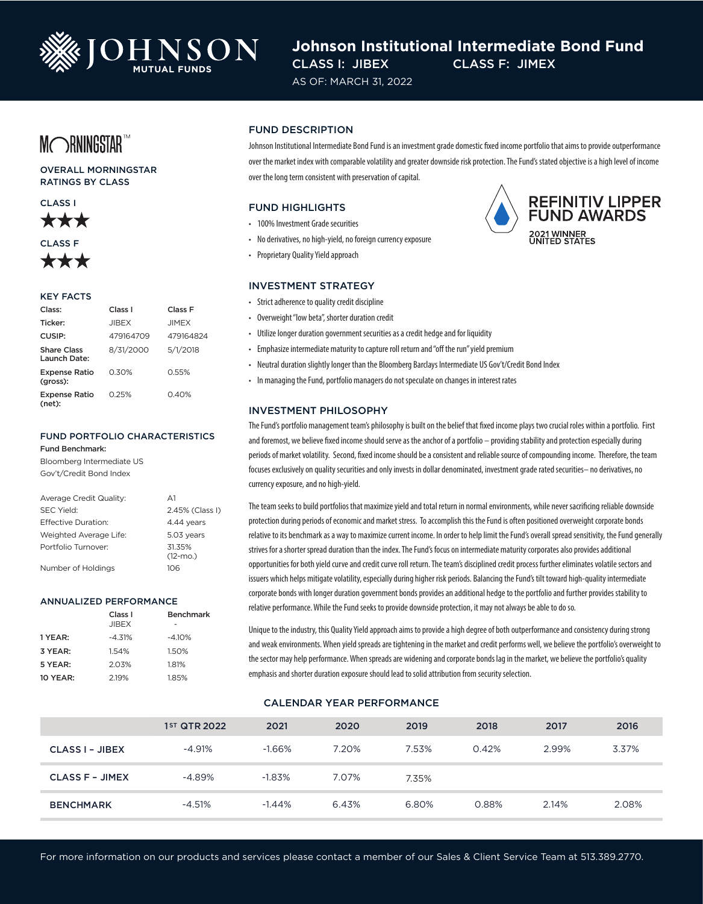# Johnson Institutional Intermediate Bond Fund

CLASS I: JIBEX    CLASS F: JIMEX

AS OF: MARCH 31, 2022

## MORNINGSTAR™

### OVERALL MORNINGSTAR RATINGS BY CLASS

CLASS I

★★★

CLASS F

★★★

### KEY FACTS

| Class: | Class I | Class F |
|---|---|---|
| Ticker: | JIBEX | JIMEX |
| CUSIP: | 479164709 | 479164824 |
| Share Class Launch Date: | 8/31/2000 | 5/1/2018 |
| Expense Ratio (gross): | 0.30% | 0.55% |
| Expense Ratio (net): | 0.25% | 0.40% |

### FUND PORTFOLIO CHARACTERISTICS

**Fund Benchmark:**
Bloomberg Intermediate US Gov't/Credit Bond Index

| | |
|---|---|
| Average Credit Quality: | A1 |
| SEC Yield: | 2.45% (Class I) |
| Effective Duration: | 4.44 years |
| Weighted Average Life: | 5.03 years |
| Portfolio Turnover: | 31.35% (12-mo.) |
| Number of Holdings | 106 |

### ANNUALIZED PERFORMANCE

| | Class I JIBEX | Benchmark - |
|---|---|---|
| 1 YEAR: | -4.31% | -4.10% |
| 3 YEAR: | 1.54% | 1.50% |
| 5 YEAR: | 2.03% | 1.81% |
| 10 YEAR: | 2.19% | 1.85% |

## FUND DESCRIPTION

Johnson Institutional Intermediate Bond Fund is an investment grade domestic fixed income portfolio that aims to provide outperformance over the market index with comparable volatility and greater downside risk protection. The Fund's stated objective is a high level of income over the long term consistent with preservation of capital.

## FUND HIGHLIGHTS

- 100% Investment Grade securities
- No derivatives, no high-yield, no foreign currency exposure
- Proprietary Quality Yield approach

REFINITIV LIPPER FUND AWARDS
2021 WINNER
UNITED STATES

## INVESTMENT STRATEGY

- Strict adherence to quality credit discipline
- Overweight "low beta", shorter duration credit
- Utilize longer duration government securities as a credit hedge and for liquidity
- Emphasize intermediate maturity to capture roll return and "off the run" yield premium
- Neutral duration slightly longer than the Bloomberg Barclays Intermediate US Gov't/Credit Bond Index
- In managing the Fund, portfolio managers do not speculate on changes in interest rates

## INVESTMENT PHILOSOPHY

The Fund's portfolio management team's philosophy is built on the belief that fixed income plays two crucial roles within a portfolio. First and foremost, we believe fixed income should serve as the anchor of a portfolio – providing stability and protection especially during periods of market volatility. Second, fixed income should be a consistent and reliable source of compounding income. Therefore, the team focuses exclusively on quality securities and only invests in dollar denominated, investment grade rated securities– no derivatives, no currency exposure, and no high-yield.

The team seeks to build portfolios that maximize yield and total return in normal environments, while never sacrificing reliable downside protection during periods of economic and market stress. To accomplish this the Fund is often positioned overweight corporate bonds relative to its benchmark as a way to maximize current income. In order to help limit the Fund's overall spread sensitivity, the Fund generally strives for a shorter spread duration than the index. The Fund's focus on intermediate maturity corporates also provides additional opportunities for both yield curve and credit curve roll return. The team's disciplined credit process further eliminates volatile sectors and issuers which helps mitigate volatility, especially during higher risk periods. Balancing the Fund's tilt toward high-quality intermediate corporate bonds with longer duration government bonds provides an additional hedge to the portfolio and further provides stability to relative performance. While the Fund seeks to provide downside protection, it may not always be able to do so.

Unique to the industry, this Quality Yield approach aims to provide a high degree of both outperformance and consistency during strong and weak environments. When yield spreads are tightening in the market and credit performs well, we believe the portfolio's overweight to the sector may help performance. When spreads are widening and corporate bonds lag in the market, we believe the portfolio's quality emphasis and shorter duration exposure should lead to solid attribution from security selection.

## CALENDAR YEAR PERFORMANCE

| | 1ST QTR 2022 | 2021 | 2020 | 2019 | 2018 | 2017 | 2016 |
|---|---|---|---|---|---|---|---|
| CLASS I - JIBEX | -4.91% | -1.66% | 7.20% | 7.53% | 0.42% | 2.99% | 3.37% |
| CLASS F - JIMEX | -4.89% | -1.83% | 7.07% | 7.35% | | | |
| BENCHMARK | -4.51% | -1.44% | 6.43% | 6.80% | 0.88% | 2.14% | 2.08% |

For more information on our products and services please contact a member of our Sales & Client Service Team at 513.389.2770.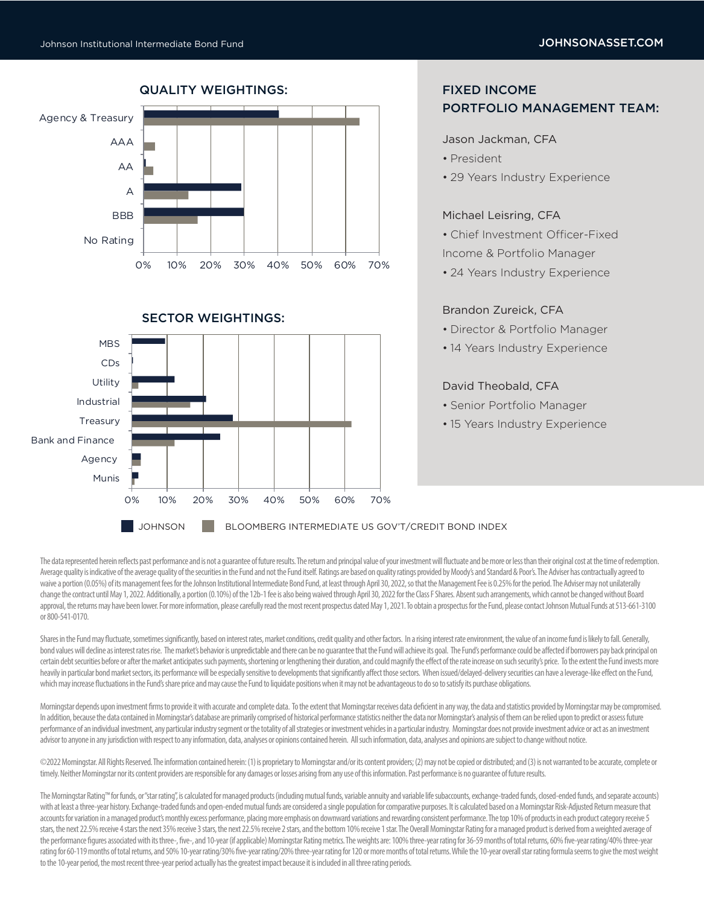## QUALITY WEIGHTINGS:

Agency & Treasury
AAA
AA
A
BBB
No Rating

0% 10% 20% 30% 40% 50% 60% 70%

## SECTOR WEIGHTINGS:

MBS
CDs
Utility
Industrial
Treasury
Bank and Finance
Agency
Munis

0% 10% 20% 30% 40% 50% 60% 70%

JOHNSON BLOOMBERG INTERMEDIATE US GOV'T/CREDIT BOND INDEX

## FIXED INCOME PORTFOLIO MANAGEMENT TEAM:

Jason Jackman, CFA
- President
- 29 Years Industry Experience

Michael Leisring, CFA
- Chief Investment Officer-Fixed Income & Portfolio Manager
- 24 Years Industry Experience

Brandon Zureick, CFA
- Director & Portfolio Manager
- 14 Years Industry Experience

David Theobald, CFA
- Senior Portfolio Manager
- 15 Years Industry Experience

The data represented herein reflects past performance and is not a guarantee of future results. The return and principal value of your investment will fluctuate and be more or less than their original cost at the time of redemption. Average quality is indicative of the average quality of the securities in the Fund and not the Fund itself. Ratings are based on quality ratings provided by Moody's and Standard & Poor's. The Adviser has contractually agreed to waive a portion (0.05%) of its management fees for the Johnson Institutional Intermediate Bond Fund, at least through April 30, 2022, so that the Management Fee is 0.25% for the period. The Adviser may not unilaterally change the contract until May 1, 2022. Additionally, a portion (0.10%) of the 12b-1 fee is also being waived through April 30, 2022 for the Class F Shares. Absent such arrangements, which cannot be changed without Board approval, the returns may have been lower. For more information, please carefully read the most recent prospectus dated May 1, 2021. To obtain a prospectus for the Fund, please contact Johnson Mutual Funds at 513-661-3100 or 800-541-0170.

Shares in the Fund may fluctuate, sometimes significantly, based on interest rates, market conditions, credit quality and other factors. In a rising interest rate environment, the value of an income fund is likely to fall. Generally, bond values will decline as interest rates rise. The market's behavior is unpredictable and there can be no guarantee that the Fund will achieve its goal. The Fund's performance could be affected if borrowers pay back principal on certain debt securities before or after the market anticipates such payments, shortening or lengthening their duration, and could magnify the effect of the rate increase on such security's price. To the extent the Fund invests more heavily in particular bond market sectors, its performance will be especially sensitive to developments that significantly affect those sectors. When issued/delayed-delivery securities can have a leverage-like effect on the Fund, which may increase fluctuations in the Fund's share price and may cause the Fund to liquidate positions when it may not be advantageous to do so to satisfy its purchase obligations.

Morningstar depends upon investment firms to provide it with accurate and complete data. To the extent that Morningstar receives data deficient in any way, the data and statistics provided by Morningstar may be compromised. In addition, because the data contained in Morningstar's database are primarily comprised of historical performance statistics neither the data nor Morningstar's analysis of them can be relied upon to predict or assess future performance of an individual investment, any particular industry segment or the totality of all strategies or investment vehicles in a particular industry. Morningstar does not provide investment advice or act as an investment advisor to anyone in any jurisdiction with respect to any information, data, analyses or opinions contained herein. All such information, data, analyses and opinions are subject to change without notice.

©2022 Morningstar. All Rights Reserved. The information contained herein: (1) is proprietary to Morningstar and/or its content providers; (2) may not be copied or distributed; and (3) is not warranted to be accurate, complete or timely. Neither Morningstar nor its content providers are responsible for any damages or losses arising from any use of this information. Past performance is no guarantee of future results.

The Morningstar Rating™ for funds, or "star rating", is calculated for managed products (including mutual funds, variable annuity and variable life subaccounts, exchange-traded funds, closed-ended funds, and separate accounts) with at least a three-year history. Exchange-traded funds and open-ended mutual funds are considered a single population for comparative purposes. It is calculated based on a Morningstar Risk-Adjusted Return measure that accounts for variation in a managed product's monthly excess performance, placing more emphasis on downward variations and rewarding consistent performance. The top 10% of products in each product category receive 5 stars, the next 22.5% receive 4 stars the next 35% receive 3 stars, the next 22.5% receive 2 stars, and the bottom 10% receive 1 star. The Overall Morningstar Rating for a managed product is derived from a weighted average of the performance figures associated with its three-, five-, and 10-year (if applicable) Morningstar Rating metrics. The weights are: 100% three-year rating for 36-59 months of total returns, 60% five-year rating/40% three-year rating for 60-119 months of total returns, and 50% 10-year rating/30% five-year rating/20% three-year rating for 120 or more months of total returns. While the 10-year overall star rating formula seems to give the most weight to the 10-year period, the most recent three-year period actually has the greatest impact because it is included in all three rating periods.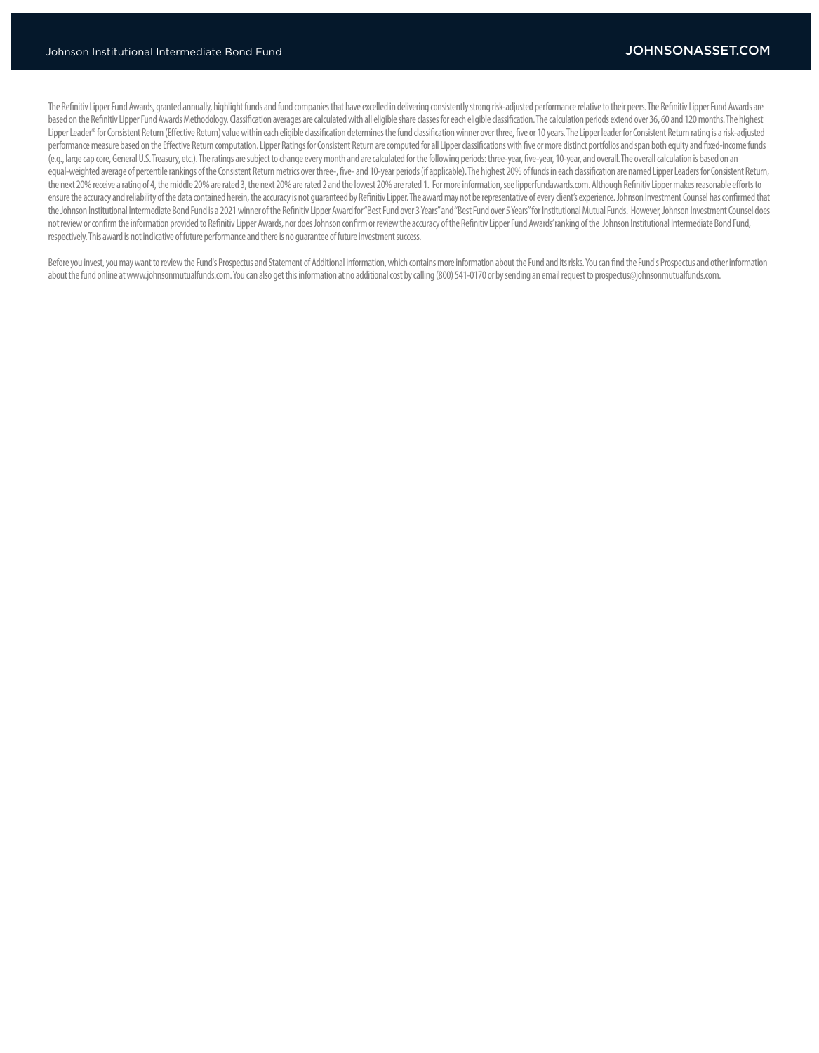The Refinitiv Lipper Fund Awards, granted annually, highlight funds and fund companies that have excelled in delivering consistently strong risk-adjusted performance relative to their peers. The Refinitiv Lipper Fund Awards are based on the Refinitiv Lipper Fund Awards Methodology. Classification averages are calculated with all eligible share classes for each eligible classification. The calculation periods extend over 36, 60 and 120 months. The highest Lipper Leader® for Consistent Return (Effective Return) value within each eligible classification determines the fund classification winner over three, five or 10 years. The Lipper leader for Consistent Return rating is a risk-adjusted performance measure based on the Effective Return computation. Lipper Ratings for Consistent Return are computed for all Lipper classifications with five or more distinct portfolios and span both equity and fixed-income funds (e.g., large cap core, General U.S. Treasury, etc.). The ratings are subject to change every month and are calculated for the following periods: three-year, five-year, 10-year, and overall. The overall calculation is based on an equal-weighted average of percentile rankings of the Consistent Return metrics over three-, five- and 10-year periods (if applicable). The highest 20% of funds in each classification are named Lipper Leaders for Consistent Return, the next 20% receive a rating of 4, the middle 20% are rated 3, the next 20% are rated 2 and the lowest 20% are rated 1. For more information, see lipperfundawards.com. Although Refinitiv Lipper makes reasonable efforts to ensure the accuracy and reliability of the data contained herein, the accuracy is not guaranteed by Refinitiv Lipper. The award may not be representative of every client's experience. Johnson Investment Counsel has confirmed that the Johnson Institutional Intermediate Bond Fund is a 2021 winner of the Refinitiv Lipper Award for "Best Fund over 3 Years" and "Best Fund over 5 Years" for Institutional Mutual Funds. However, Johnson Investment Counsel does not review or confirm the information provided to Refinitiv Lipper Awards, nor does Johnson confirm or review the accuracy of the Refinitiv Lipper Fund Awards' ranking of the Johnson Institutional Intermediate Bond Fund, respectively. This award is not indicative of future performance and there is no guarantee of future investment success.

Before you invest, you may want to review the Fund's Prospectus and Statement of Additional information, which contains more information about the Fund and its risks. You can find the Fund's Prospectus and other information about the fund online at www.johnsonmutualfunds.com. You can also get this information at no additional cost by calling (800) 541-0170 or by sending an email request to prospectus@johnsonmutualfunds.com.